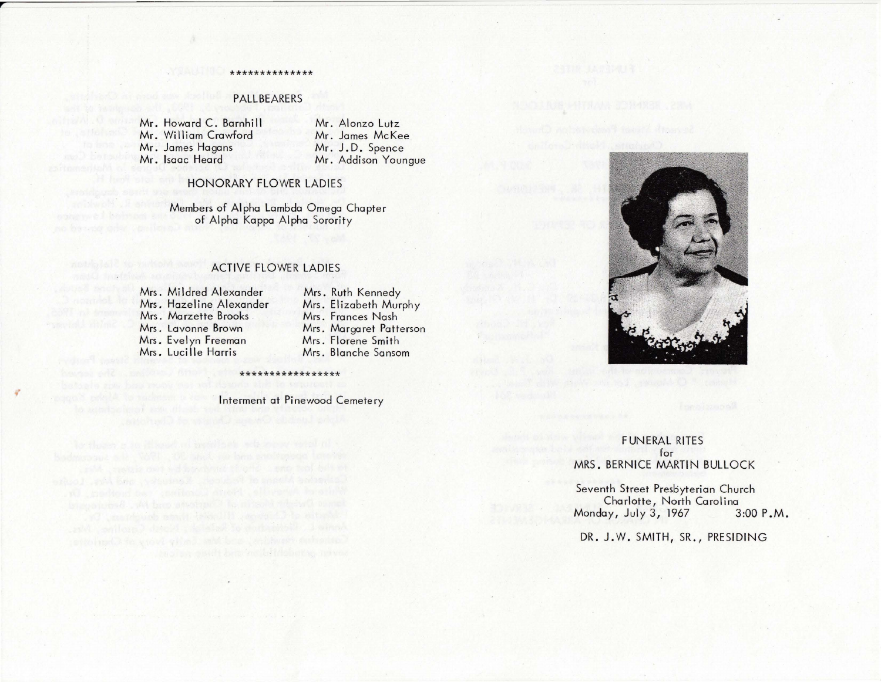**************

## PALLBEARERS

Mr. Howard C. Barnhill
Mr. William Crawford
Mr. James Hagans
Mr. Isaac Heard
Mr. Alonzo Lutz
Mr. James McKee
Mr. J.D. Spence
Mr. Addison Youngue

## HONORARY FLOWER LADIES

Members of Alpha Lambda Omega Chapter
of Alpha Kappa Alpha Sorority

## ACTIVE FLOWER LADIES

Mrs. Mildred Alexander
Mrs. Hazeline Alexander
Mrs. Marzette Brooks
Mrs. Lavonne Brown
Mrs. Evelyn Freeman
Mrs. Lucille Harris
Mrs. Ruth Kennedy
Mrs. Elizabeth Murphy
Mrs. Frances Nash
Mrs. Margaret Patterson
Mrs. Florene Smith
Mrs. Blanche Sansom

*****************

Interment at Pinewood Cemetery

# FUNERAL RITES
for
# MRS. BERNICE MARTIN BULLOCK

Seventh Street Presbyterian Church
Charlotte, North Carolina
Monday, July 3, 1967    3:00 P.M.

DR. J.W. SMITH, SR., PRESIDING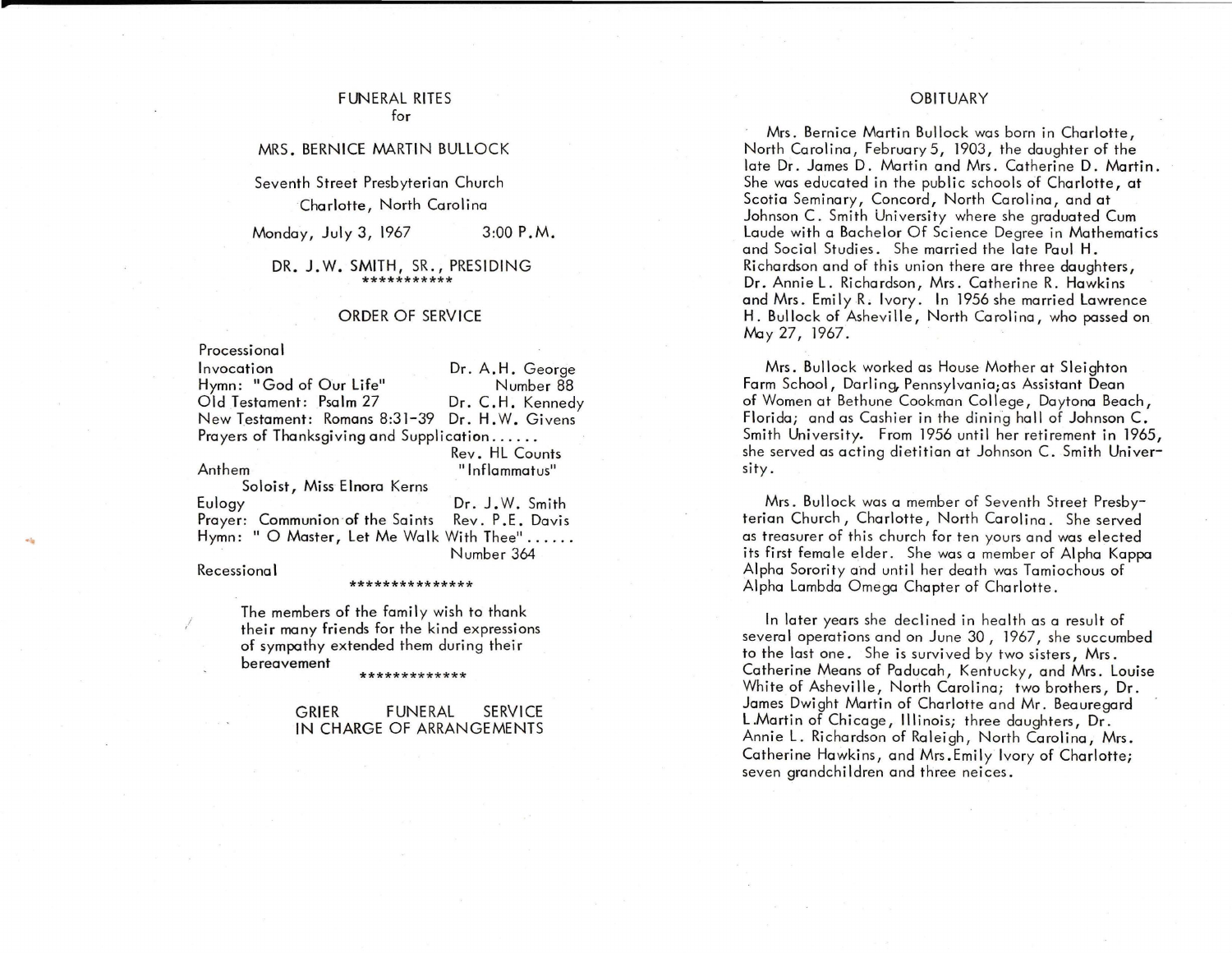# FUNERAL RITES
for

## MRS. BERNICE MARTIN BULLOCK

Seventh Street Presbyterian Church
Charlotte, North Carolina

Monday, July 3, 1967 3:00 P.M.

DR. J.W. SMITH, SR., PRESIDING

***********

## ORDER OF SERVICE

| | |
|---|---|
| Processional | |
| Invocation | Dr. A.H. George |
| Hymn: "God of Our Life" | Number 88 |
| Old Testament: Psalm 27 | Dr. C.H. Kennedy |
| New Testament: Romans 8:31-39 | Dr. H.W. Givens |
| Prayers of Thanksgiving and Supplication...... | Rev. HL Counts |
| Anthem | "Inflammatus" |
| Soloist, Miss Elnora Kerns | |
| Eulogy | Dr. J.W. Smith |
| Prayer: Communion of the Saints | Rev. P.E. Davis |
| Hymn: " O Master, Let Me Walk With Thee"...... | Number 364 |
| Recessional | |

***************

The members of the family wish to thank their many friends for the kind expressions of sympathy extended them during their bereavement

*************

GRIER FUNERAL SERVICE
IN CHARGE OF ARRANGEMENTS

## OBITUARY

Mrs. Bernice Martin Bullock was born in Charlotte, North Carolina, February 5, 1903, the daughter of the late Dr. James D. Martin and Mrs. Catherine D. Martin. She was educated in the public schools of Charlotte, at Scotia Seminary, Concord, North Carolina, and at Johnson C. Smith University where she graduated Cum Laude with a Bachelor Of Science Degree in Mathematics and Social Studies. She married the late Paul H. Richardson and of this union there are three daughters, Dr. Annie L. Richardson, Mrs. Catherine R. Hawkins and Mrs. Emily R. Ivory. In 1956 she married Lawrence H. Bullock of Asheville, North Carolina, who passed on May 27, 1967.

Mrs. Bullock worked as House Mother at Sleighton Farm School, Darling, Pennsylvania; as Assistant Dean of Women at Bethune Cookman College, Daytona Beach, Florida; and as Cashier in the dining hall of Johnson C. Smith University. From 1956 until her retirement in 1965, she served as acting dietitian at Johnson C. Smith University.

Mrs. Bullock was a member of Seventh Street Presbyterian Church, Charlotte, North Carolina. She served as treasurer of this church for ten yours and was elected its first female elder. She was a member of Alpha Kappa Alpha Sorority and until her death was Tamiochous of Alpha Lambda Omega Chapter of Charlotte.

In later years she declined in health as a result of several operations and on June 30, 1967, she succumbed to the last one. She is survived by two sisters, Mrs. Catherine Means of Paducah, Kentucky, and Mrs. Louise White of Asheville, North Carolina; two brothers, Dr. James Dwight Martin of Charlotte and Mr. Beauregard L.Martin of Chicago, Illinois; three daughters, Dr. Annie L. Richardson of Raleigh, North Carolina, Mrs. Catherine Hawkins, and Mrs.Emily Ivory of Charlotte; seven grandchildren and three neices.